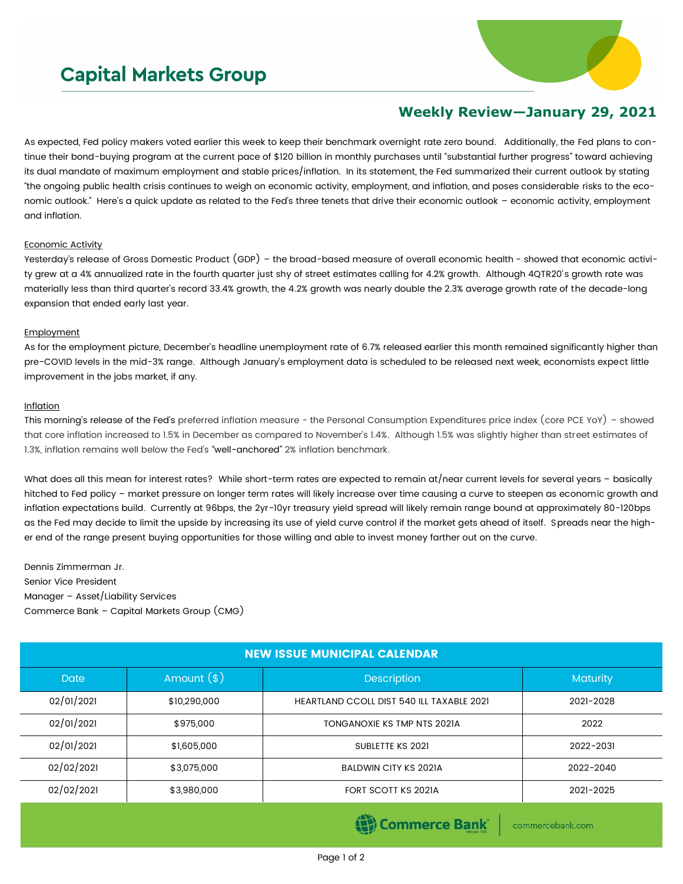# Capital Markets Group

## Weekly Review—January 29, 2021

As expected, Fed policy makers voted earlier this week to keep their benchmark overnight rate zero bound. Additionally, the Fed plans to continue their bond-buying program at the current pace of $120 billion in monthly purchases until "substantial further progress" toward achieving its dual mandate of maximum employment and stable prices/inflation. In its statement, the Fed summarized their current outlook by stating "the ongoing public health crisis continues to weigh on economic activity, employment, and inflation, and poses considerable risks to the economic outlook." Here's a quick update as related to the Fed's three tenets that drive their economic outlook – economic activity, employment and inflation.

Economic Activity

Yesterday's release of Gross Domestic Product (GDP) – the broad-based measure of overall economic health - showed that economic activity grew at a 4% annualized rate in the fourth quarter just shy of street estimates calling for 4.2% growth. Although 4QTR20's growth rate was materially less than third quarter's record 33.4% growth, the 4.2% growth was nearly double the 2.3% average growth rate of the decade-long expansion that ended early last year.

Employment

As for the employment picture, December's headline unemployment rate of 6.7% released earlier this month remained significantly higher than pre-COVID levels in the mid-3% range. Although January's employment data is scheduled to be released next week, economists expect little improvement in the jobs market, if any.

Inflation

This morning's release of the Fed's preferred inflation measure - the Personal Consumption Expenditures price index (core PCE YoY) – showed that core inflation increased to 1.5% in December as compared to November's 1.4%. Although 1.5% was slightly higher than street estimates of 1.3%, inflation remains well below the Fed's "well-anchored" 2% inflation benchmark.

What does all this mean for interest rates? While short-term rates are expected to remain at/near current levels for several years – basically hitched to Fed policy – market pressure on longer term rates will likely increase over time causing a curve to steepen as economic growth and inflation expectations build. Currently at 96bps, the 2yr-10yr treasury yield spread will likely remain range bound at approximately 80-120bps as the Fed may decide to limit the upside by increasing its use of yield curve control if the market gets ahead of itself. Spreads near the higher end of the range present buying opportunities for those willing and able to invest money farther out on the curve.

Dennis Zimmerman Jr.
Senior Vice President
Manager – Asset/Liability Services
Commerce Bank – Capital Markets Group (CMG)

| NEW ISSUE MUNICIPAL CALENDAR | | | |
|---|---|---|---|
| Date | Amount ($) | Description | Maturity |
| 02/01/2021 | $10,290,000 | HEARTLAND CCOLL DIST 540 ILL TAXABLE 2021 | 2021-2028 |
| 02/01/2021 | $975,000 | TONGANOXIE KS TMP NTS 2021A | 2022 |
| 02/01/2021 | $1,605,000 | SUBLETTE KS 2021 | 2022-2031 |
| 02/02/2021 | $3,075,000 | BALDWIN CITY KS 2021A | 2022-2040 |
| 02/02/2021 | $3,980,000 | FORT SCOTT KS 2021A | 2021-2025 |

Commerce Bank | commercebank.com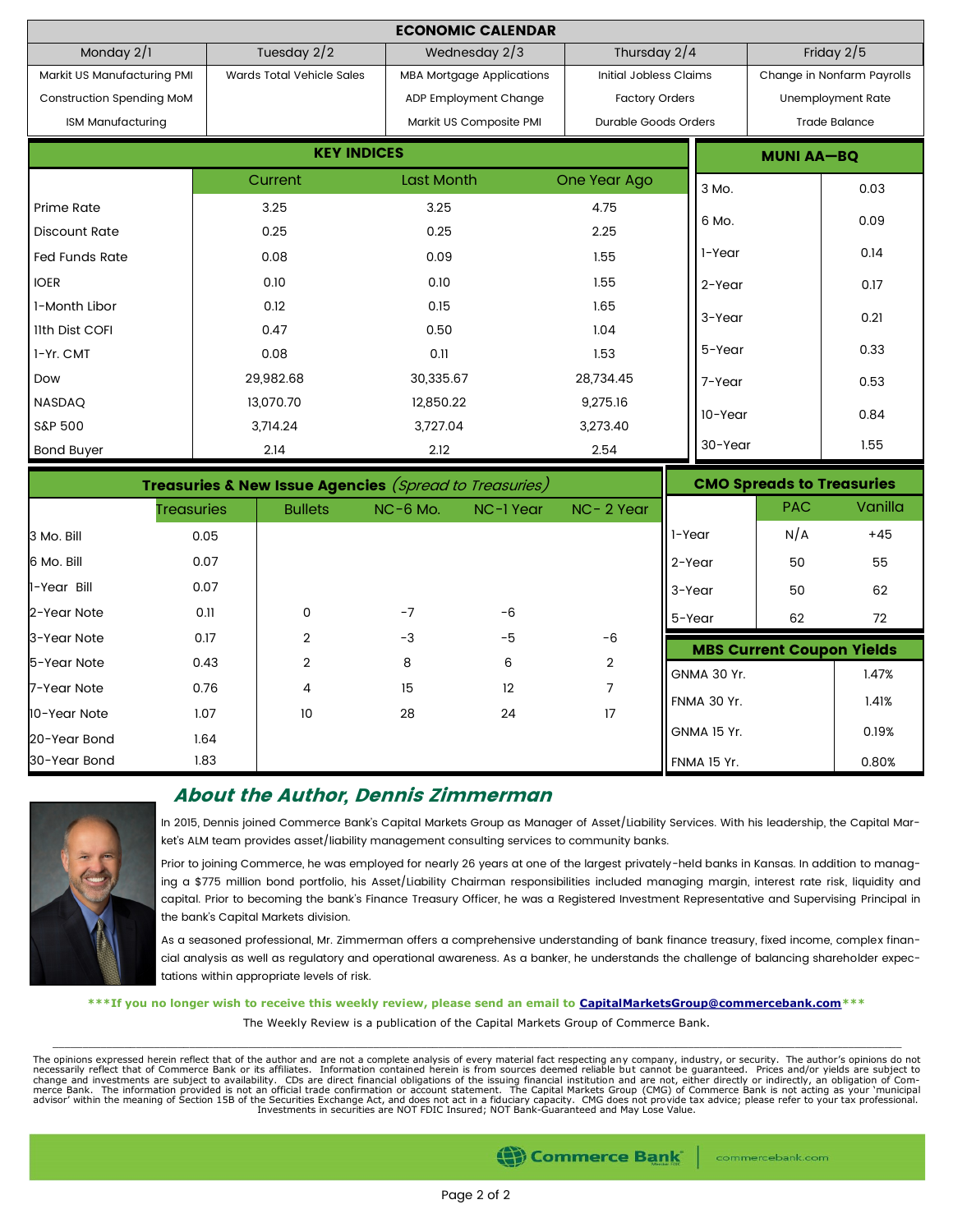## ECONOMIC CALENDAR

| Monday 2/1 | Tuesday 2/2 | Wednesday 2/3 | Thursday 2/4 | Friday 2/5 |
|---|---|---|---|---|
| Markit US Manufacturing PMI | Wards Total Vehicle Sales | MBA Mortgage Applications | Initial Jobless Claims | Change in Nonfarm Payrolls |
| Construction Spending MoM | | ADP Employment Change | Factory Orders | Unemployment Rate |
| ISM Manufacturing | | Markit US Composite PMI | Durable Goods Orders | Trade Balance |

## KEY INDICES

| | Current | Last Month | One Year Ago |
|---|---|---|---|
| Prime Rate | 3.25 | 3.25 | 4.75 |
| Discount Rate | 0.25 | 0.25 | 2.25 |
| Fed Funds Rate | 0.08 | 0.09 | 1.55 |
| IOER | 0.10 | 0.10 | 1.55 |
| 1-Month Libor | 0.12 | 0.15 | 1.65 |
| 11th Dist COFI | 0.47 | 0.50 | 1.04 |
| 1-Yr. CMT | 0.08 | 0.11 | 1.53 |
| Dow | 29,982.68 | 30,335.67 | 28,734.45 |
| NASDAQ | 13,070.70 | 12,850.22 | 9,275.16 |
| S&P 500 | 3,714.24 | 3,727.04 | 3,273.40 |
| Bond Buyer | 2.14 | 2.12 | 2.54 |

## MUNI AA—BQ

| | |
|---|---|
| 3 Mo. | 0.03 |
| 6 Mo. | 0.09 |
| 1-Year | 0.14 |
| 2-Year | 0.17 |
| 3-Year | 0.21 |
| 5-Year | 0.33 |
| 7-Year | 0.53 |
| 10-Year | 0.84 |
| 30-Year | 1.55 |

## Treasuries & New Issue Agencies *(Spread to Treasuries)*

| | Treasuries | Bullets | NC-6 Mo. | NC-1 Year | NC- 2 Year |
|---|---|---|---|---|---|
| 3 Mo. Bill | 0.05 | | | | |
| 6 Mo. Bill | 0.07 | | | | |
| 1-Year Bill | 0.07 | | | | |
| 2-Year Note | 0.11 | 0 | -7 | -6 | |
| 3-Year Note | 0.17 | 2 | -3 | -5 | -6 |
| 5-Year Note | 0.43 | 2 | 8 | 6 | 2 |
| 7-Year Note | 0.76 | 4 | 15 | 12 | 7 |
| 10-Year Note | 1.07 | 10 | 28 | 24 | 17 |
| 20-Year Bond | 1.64 | | | | |
| 30-Year Bond | 1.83 | | | | |

## CMO Spreads to Treasuries

| | PAC | Vanilla |
|---|---|---|
| 1-Year | N/A | +45 |
| 2-Year | 50 | 55 |
| 3-Year | 50 | 62 |
| 5-Year | 62 | 72 |

## MBS Current Coupon Yields

| | |
|---|---|
| GNMA 30 Yr. | 1.47% |
| FNMA 30 Yr. | 1.41% |
| GNMA 15 Yr. | 0.19% |
| FNMA 15 Yr. | 0.80% |

## *About the Author, Dennis Zimmerman*

In 2015, Dennis joined Commerce Bank's Capital Markets Group as Manager of Asset/Liability Services. With his leadership, the Capital Market's ALM team provides asset/liability management consulting services to community banks.

Prior to joining Commerce, he was employed for nearly 26 years at one of the largest privately-held banks in Kansas. In addition to managing a $775 million bond portfolio, his Asset/Liability Chairman responsibilities included managing margin, interest rate risk, liquidity and capital. Prior to becoming the bank's Finance Treasury Officer, he was a Registered Investment Representative and Supervising Principal in the bank's Capital Markets division.

As a seasoned professional, Mr. Zimmerman offers a comprehensive understanding of bank finance treasury, fixed income, complex financial analysis as well as regulatory and operational awareness. As a banker, he understands the challenge of balancing shareholder expectations within appropriate levels of risk.

**\*\*\*If you no longer wish to receive this weekly review, please send an email to CapitalMarketsGroup@commercebank.com\*\*\***

The Weekly Review is a publication of the Capital Markets Group of Commerce Bank.

The opinions expressed herein reflect that of the author and are not a complete analysis of every material fact respecting any company, industry, or security. The author's opinions do not necessarily reflect that of Commerce Bank or its affiliates. Information contained herein is from sources deemed reliable but cannot be guaranteed. Prices and/or yields are subject to change and investments are subject to availability. CDs are direct financial obligations of the issuing financial institution and are not, either directly or indirectly, an obligation of Commerce Bank. The information provided is not an official trade confirmation or account statement. The Capital Markets Group (CMG) of Commerce Bank is not acting as your 'municipal advisor' within the meaning of Section 15B of the Securities Exchange Act, and does not act in a fiduciary capacity. CMG does not provide tax advice; please refer to your tax professional. Investments in securities are NOT FDIC Insured; NOT Bank-Guaranteed and May Lose Value.

Commerce Bank | commercebank.com